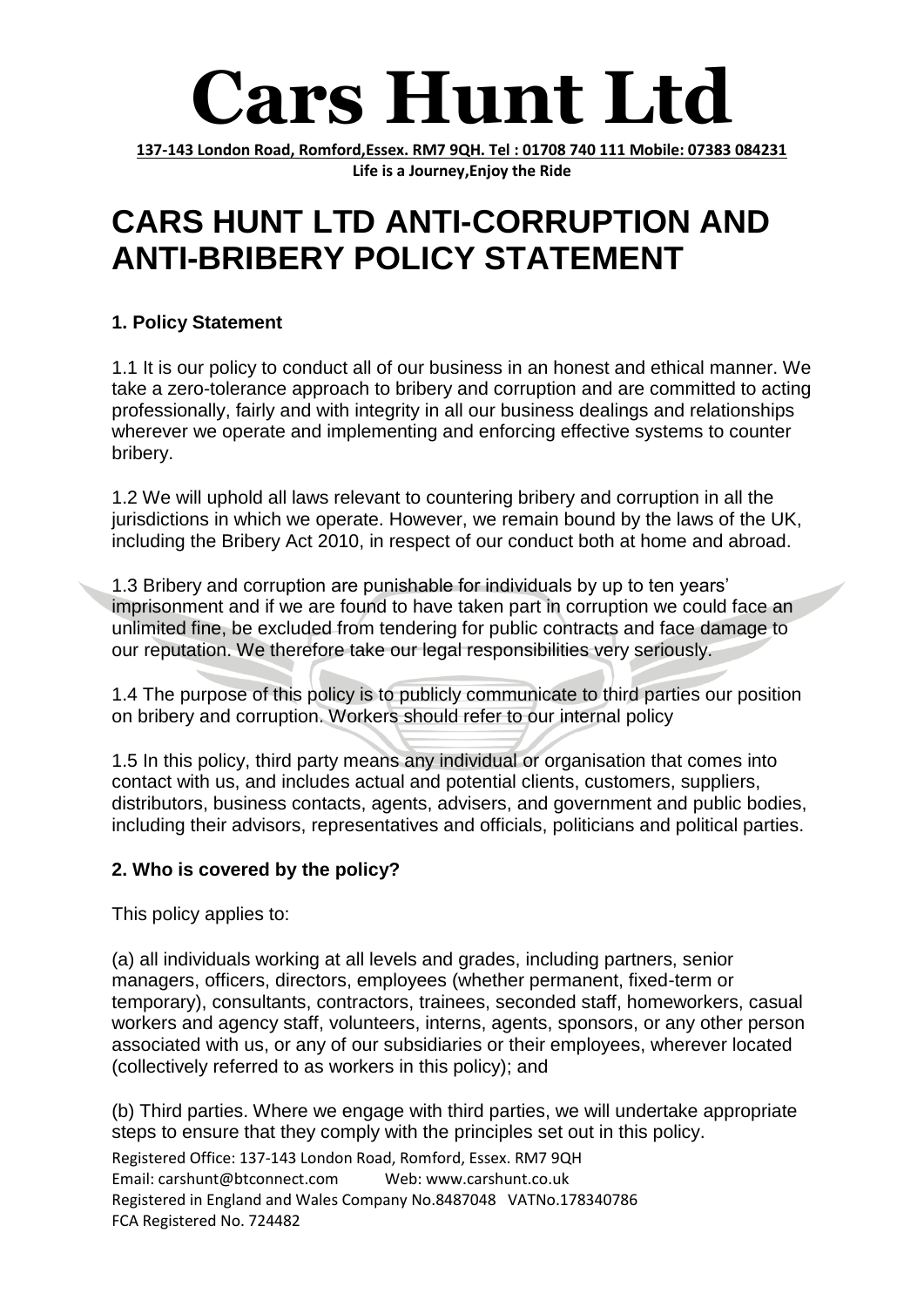# Cars Hunt Ltd

**137-143 London Road, Romford,Essex. RM7 9QH. Tel : 01708 740 111 Mobile: 07383 084231**

**Life is a Journey,Enjoy the Ride**

# CARS HUNT LTD ANTI-CORRUPTION AND ANTI-BRIBERY POLICY STATEMENT

### 1. Policy Statement

1.1 It is our policy to conduct all of our business in an honest and ethical manner. We take a zero-tolerance approach to bribery and corruption and are committed to acting professionally, fairly and with integrity in all our business dealings and relationships wherever we operate and implementing and enforcing effective systems to counter bribery.

1.2 We will uphold all laws relevant to countering bribery and corruption in all the jurisdictions in which we operate. However, we remain bound by the laws of the UK, including the Bribery Act 2010, in respect of our conduct both at home and abroad.

1.3 Bribery and corruption are punishable for individuals by up to ten years' imprisonment and if we are found to have taken part in corruption we could face an unlimited fine, be excluded from tendering for public contracts and face damage to our reputation. We therefore take our legal responsibilities very seriously.

1.4 The purpose of this policy is to publicly communicate to third parties our position on bribery and corruption. Workers should refer to our internal policy

1.5 In this policy, third party means any individual or organisation that comes into contact with us, and includes actual and potential clients, customers, suppliers, distributors, business contacts, agents, advisers, and government and public bodies, including their advisors, representatives and officials, politicians and political parties.

### 2. Who is covered by the policy?

This policy applies to:

(a) all individuals working at all levels and grades, including partners, senior managers, officers, directors, employees (whether permanent, fixed-term or temporary), consultants, contractors, trainees, seconded staff, homeworkers, casual workers and agency staff, volunteers, interns, agents, sponsors, or any other person associated with us, or any of our subsidiaries or their employees, wherever located (collectively referred to as workers in this policy); and

(b) Third parties. Where we engage with third parties, we will undertake appropriate steps to ensure that they comply with the principles set out in this policy.

Registered Office: 137-143 London Road, Romford, Essex. RM7 9QH
Email: carshunt@btconnect.com Web: www.carshunt.co.uk
Registered in England and Wales Company No.8487048 VATNo.178340786
FCA Registered No. 724482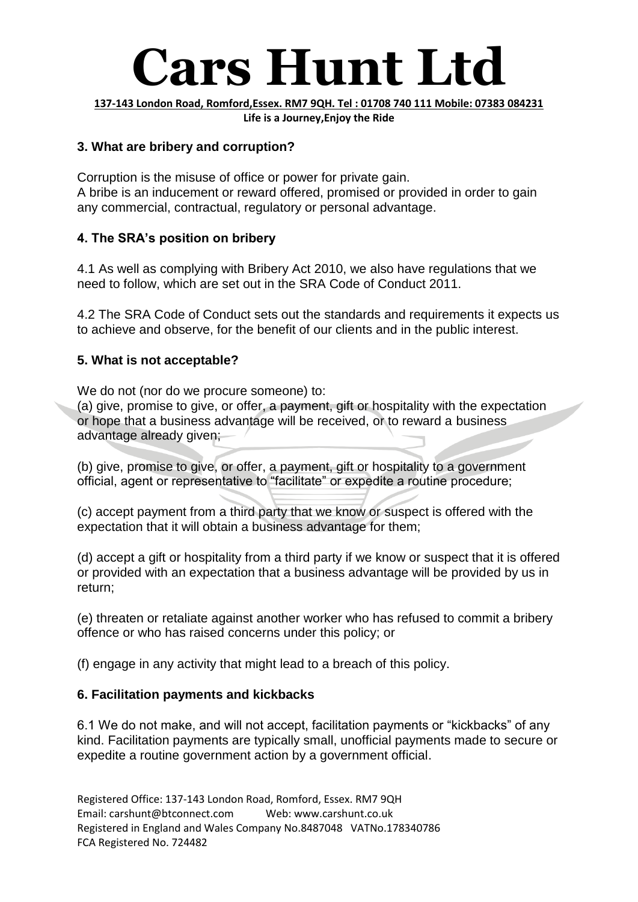## 3. What are bribery and corruption?

Corruption is the misuse of office or power for private gain.
A bribe is an inducement or reward offered, promised or provided in order to gain any commercial, contractual, regulatory or personal advantage.

## 4. The SRA's position on bribery

4.1 As well as complying with Bribery Act 2010, we also have regulations that we need to follow, which are set out in the SRA Code of Conduct 2011.

4.2 The SRA Code of Conduct sets out the standards and requirements it expects us to achieve and observe, for the benefit of our clients and in the public interest.

## 5. What is not acceptable?

We do not (nor do we procure someone) to:
(a) give, promise to give, or offer, a payment, gift or hospitality with the expectation or hope that a business advantage will be received, or to reward a business advantage already given;

(b) give, promise to give, or offer, a payment, gift or hospitality to a government official, agent or representative to "facilitate" or expedite a routine procedure;

(c) accept payment from a third party that we know or suspect is offered with the expectation that it will obtain a business advantage for them;

(d) accept a gift or hospitality from a third party if we know or suspect that it is offered or provided with an expectation that a business advantage will be provided by us in return;

(e) threaten or retaliate against another worker who has refused to commit a bribery offence or who has raised concerns under this policy; or

(f) engage in any activity that might lead to a breach of this policy.

## 6. Facilitation payments and kickbacks

6.1 We do not make, and will not accept, facilitation payments or "kickbacks" of any kind. Facilitation payments are typically small, unofficial payments made to secure or expedite a routine government action by a government official.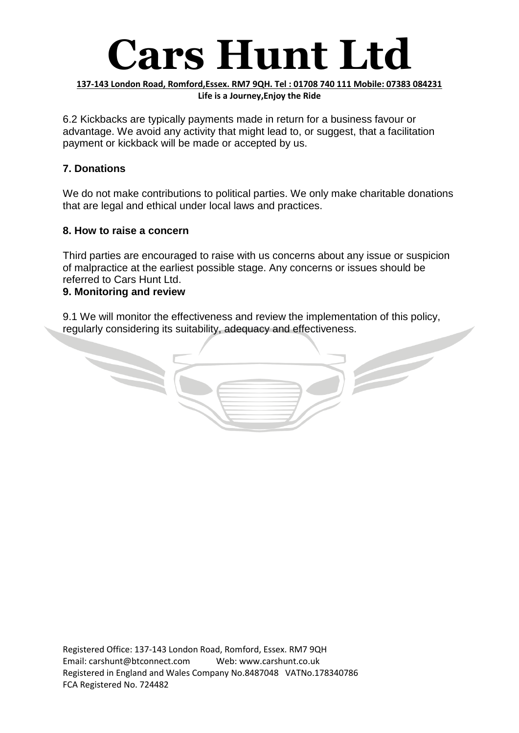6.2 Kickbacks are typically payments made in return for a business favour or advantage. We avoid any activity that might lead to, or suggest, that a facilitation payment or kickback will be made or accepted by us.

## 7. Donations

We do not make contributions to political parties. We only make charitable donations that are legal and ethical under local laws and practices.

## 8. How to raise a concern

Third parties are encouraged to raise with us concerns about any issue or suspicion of malpractice at the earliest possible stage. Any concerns or issues should be referred to Cars Hunt Ltd.

## 9. Monitoring and review

9.1 We will monitor the effectiveness and review the implementation of this policy, regularly considering its suitability, adequacy and effectiveness.